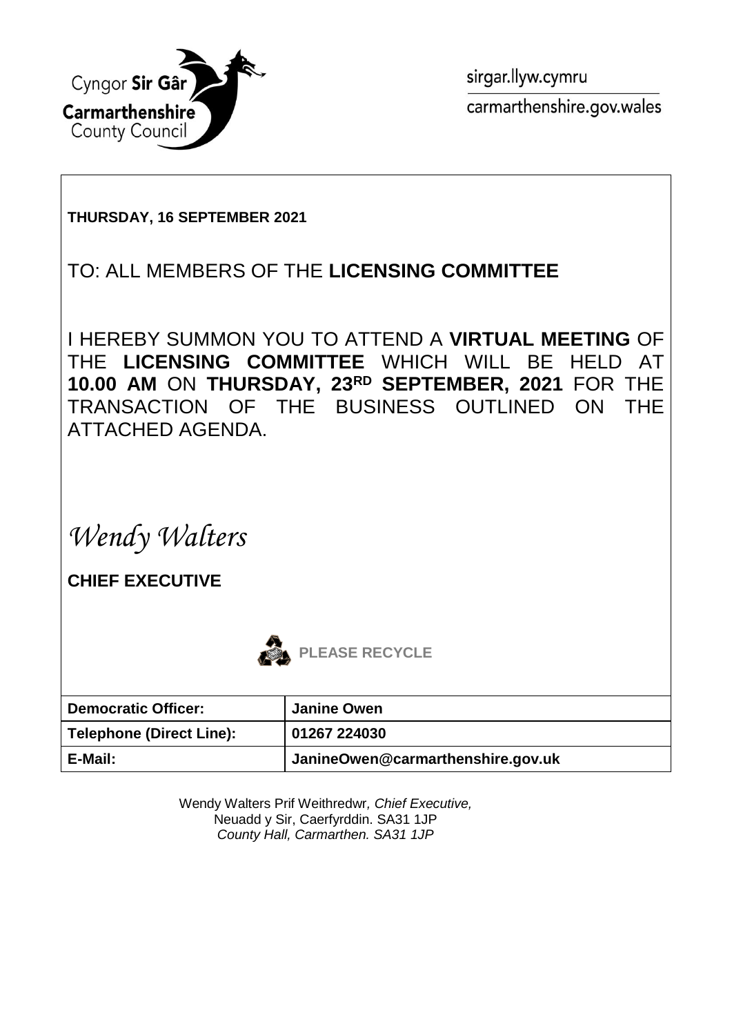Cyngor **Sir Gâr**
**Carmarthenshire**
County Council

sirgar.llyw.cymru
carmarthenshire.gov.wales

**THURSDAY, 16 SEPTEMBER 2021**

TO: ALL MEMBERS OF THE **LICENSING COMMITTEE**

I HEREBY SUMMON YOU TO ATTEND A **VIRTUAL MEETING** OF THE **LICENSING COMMITTEE** WHICH WILL BE HELD AT **10.00 AM** ON **THURSDAY, 23RD SEPTEMBER, 2021** FOR THE TRANSACTION OF THE BUSINESS OUTLINED ON THE ATTACHED AGENDA.

*Wendy Walters*

**CHIEF EXECUTIVE**

**PLEASE RECYCLE**

| **Democratic Officer:** | **Janine Owen** |
|---|---|
| **Telephone (Direct Line):** | **01267 224030** |
| **E-Mail:** | **JanineOwen@carmarthenshire.gov.uk** |

Wendy Walters Prif Weithredwr, *Chief Executive,*
Neuadd y Sir, Caerfyrddin. SA31 1JP
*County Hall, Carmarthen. SA31 1JP*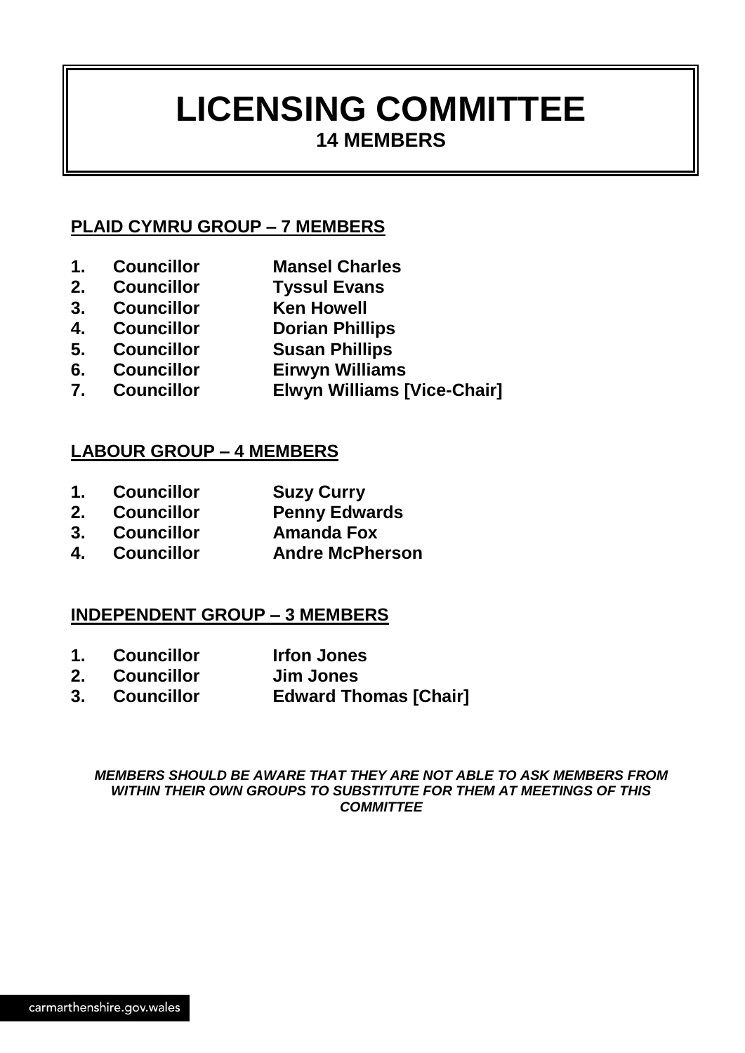# LICENSING COMMITTEE

## 14 MEMBERS

**PLAID CYMRU GROUP – 7 MEMBERS**

1. **Councillor Mansel Charles**
2. **Councillor Tyssul Evans**
3. **Councillor Ken Howell**
4. **Councillor Dorian Phillips**
5. **Councillor Susan Phillips**
6. **Councillor Eirwyn Williams**
7. **Councillor Elwyn Williams [Vice-Chair]**

**LABOUR GROUP – 4 MEMBERS**

1. **Councillor Suzy Curry**
2. **Councillor Penny Edwards**
3. **Councillor Amanda Fox**
4. **Councillor Andre McPherson**

**INDEPENDENT GROUP – 3 MEMBERS**

1. **Councillor Irfon Jones**
2. **Councillor Jim Jones**
3. **Councillor Edward Thomas [Chair]**

***MEMBERS SHOULD BE AWARE THAT THEY ARE NOT ABLE TO ASK MEMBERS FROM WITHIN THEIR OWN GROUPS TO SUBSTITUTE FOR THEM AT MEETINGS OF THIS COMMITTEE***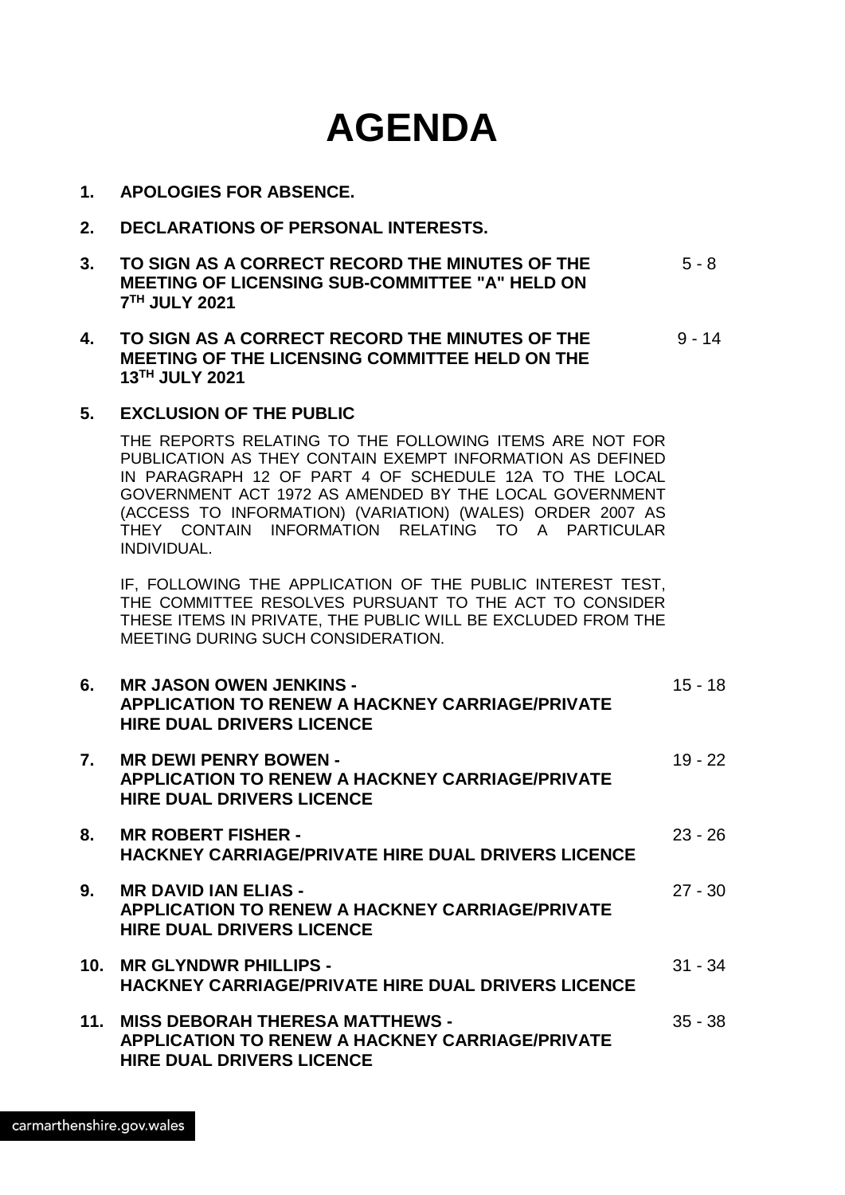# AGENDA

1. **APOLOGIES FOR ABSENCE.**

2. **DECLARATIONS OF PERSONAL INTERESTS.**

3. **TO SIGN AS A CORRECT RECORD THE MINUTES OF THE MEETING OF LICENSING SUB-COMMITTEE "A" HELD ON 7TH JULY 2021** — 5 - 8

4. **TO SIGN AS A CORRECT RECORD THE MINUTES OF THE MEETING OF THE LICENSING COMMITTEE HELD ON THE 13TH JULY 2021** — 9 - 14

5. **EXCLUSION OF THE PUBLIC**

   THE REPORTS RELATING TO THE FOLLOWING ITEMS ARE NOT FOR PUBLICATION AS THEY CONTAIN EXEMPT INFORMATION AS DEFINED IN PARAGRAPH 12 OF PART 4 OF SCHEDULE 12A TO THE LOCAL GOVERNMENT ACT 1972 AS AMENDED BY THE LOCAL GOVERNMENT (ACCESS TO INFORMATION) (VARIATION) (WALES) ORDER 2007 AS THEY CONTAIN INFORMATION RELATING TO A PARTICULAR INDIVIDUAL.

   IF, FOLLOWING THE APPLICATION OF THE PUBLIC INTEREST TEST, THE COMMITTEE RESOLVES PURSUANT TO THE ACT TO CONSIDER THESE ITEMS IN PRIVATE, THE PUBLIC WILL BE EXCLUDED FROM THE MEETING DURING SUCH CONSIDERATION.

6. **MR JASON OWEN JENKINS - APPLICATION TO RENEW A HACKNEY CARRIAGE/PRIVATE HIRE DUAL DRIVERS LICENCE** — 15 - 18

7. **MR DEWI PENRY BOWEN - APPLICATION TO RENEW A HACKNEY CARRIAGE/PRIVATE HIRE DUAL DRIVERS LICENCE** — 19 - 22

8. **MR ROBERT FISHER - HACKNEY CARRIAGE/PRIVATE HIRE DUAL DRIVERS LICENCE** — 23 - 26

9. **MR DAVID IAN ELIAS - APPLICATION TO RENEW A HACKNEY CARRIAGE/PRIVATE HIRE DUAL DRIVERS LICENCE** — 27 - 30

10. **MR GLYNDWR PHILLIPS - HACKNEY CARRIAGE/PRIVATE HIRE DUAL DRIVERS LICENCE** — 31 - 34

11. **MISS DEBORAH THERESA MATTHEWS - APPLICATION TO RENEW A HACKNEY CARRIAGE/PRIVATE HIRE DUAL DRIVERS LICENCE** — 35 - 38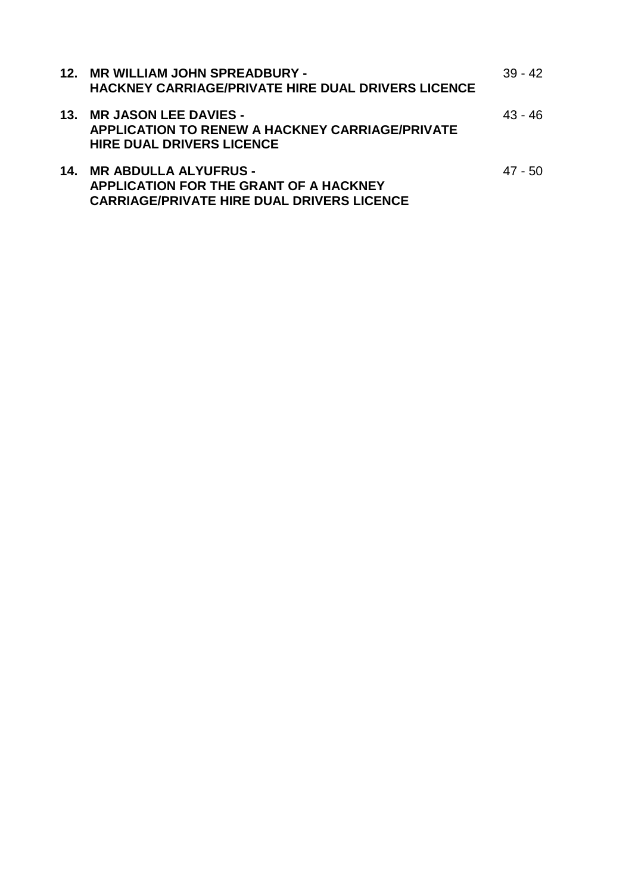| | | |
|---|---|---|
| **12.** | **MR WILLIAM JOHN SPREADBURY -**<br>**HACKNEY CARRIAGE/PRIVATE HIRE DUAL DRIVERS LICENCE** | 39 - 42 |
| **13.** | **MR JASON LEE DAVIES -**<br>**APPLICATION TO RENEW A HACKNEY CARRIAGE/PRIVATE HIRE DUAL DRIVERS LICENCE** | 43 - 46 |
| **14.** | **MR ABDULLA ALYUFRUS -**<br>**APPLICATION FOR THE GRANT OF A HACKNEY CARRIAGE/PRIVATE HIRE DUAL DRIVERS LICENCE** | 47 - 50 |